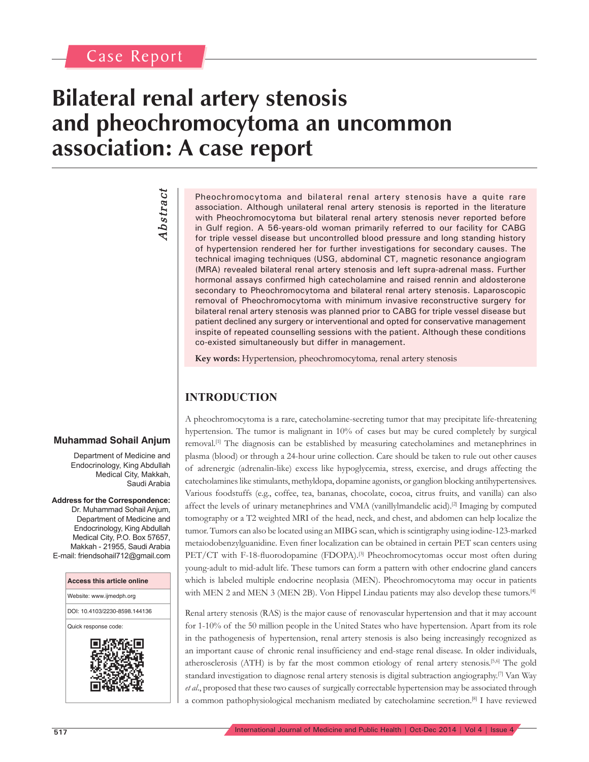Case Report

# Bilateral renal artery stenosis and pheochromocytoma an uncommon association: A case report

**Abstract**

Pheochromocytoma and bilateral renal artery stenosis have a quite rare association. Although unilateral renal artery stenosis is reported in the literature with Pheochromocytoma but bilateral renal artery stenosis never reported before in Gulf region. A 56-years-old woman primarily referred to our facility for CABG for triple vessel disease but uncontrolled blood pressure and long standing history of hypertension rendered her for further investigations for secondary causes. The technical imaging techniques (USG, abdominal CT, magnetic resonance angiogram (MRA) revealed bilateral renal artery stenosis and left supra-adrenal mass. Further hormonal assays confirmed high catecholamine and raised rennin and aldosterone secondary to Pheochromocytoma and bilateral renal artery stenosis. Laparoscopic removal of Pheochromocytoma with minimum invasive reconstructive surgery for bilateral renal artery stenosis was planned prior to CABG for triple vessel disease but patient declined any surgery or interventional and opted for conservative management inspite of repeated counselling sessions with the patient. Although these conditions co-existed simultaneously but differ in management.

**Key words:** Hypertension, pheochromocytoma, renal artery stenosis

**Muhammad Sohail Anjum**

Department of Medicine and Endocrinology, King Abdullah Medical City, Makkah, Saudi Arabia

**Address for the Correspondence:**
Dr. Muhammad Sohail Anjum, Department of Medicine and Endocrinology, King Abdullah Medical City, P.O. Box 57657, Makkah - 21955, Saudi Arabia
E-mail: friendsohail712@gmail.com

| Access this article online |
| --- |
| Website: www.ijmedph.org |
| DOI: 10.4103/2230-8598.144136 |
| Quick response code: |

## INTRODUCTION

A pheochromocytoma is a rare, catecholamine-secreting tumor that may precipitate life-threatening hypertension. The tumor is malignant in 10% of cases but may be cured completely by surgical removal.[1] The diagnosis can be established by measuring catecholamines and metanephrines in plasma (blood) or through a 24-hour urine collection. Care should be taken to rule out other causes of adrenergic (adrenalin-like) excess like hypoglycemia, stress, exercise, and drugs affecting the catecholamines like stimulants, methyldopa, dopamine agonists, or ganglion blocking antihypertensives. Various foodstuffs (e.g., coffee, tea, bananas, chocolate, cocoa, citrus fruits, and vanilla) can also affect the levels of urinary metanephrines and VMA (vanillylmandelic acid).[2] Imaging by computed tomography or a T2 weighted MRI of the head, neck, and chest, and abdomen can help localize the tumor. Tumors can also be located using an MIBG scan, which is scintigraphy using iodine-123-marked metaiodobenzylguanidine. Even finer localization can be obtained in certain PET scan centers using PET/CT with F-18-fluorodopamine (FDOPA).[3] Pheochromocytomas occur most often during young-adult to mid-adult life. These tumors can form a pattern with other endocrine gland cancers which is labeled multiple endocrine neoplasia (MEN). Pheochromocytoma may occur in patients with MEN 2 and MEN 3 (MEN 2B). Von Hippel Lindau patients may also develop these tumors.[4]

Renal artery stenosis (RAS) is the major cause of renovascular hypertension and that it may account for 1-10% of the 50 million people in the United States who have hypertension. Apart from its role in the pathogenesis of hypertension, renal artery stenosis is also being increasingly recognized as an important cause of chronic renal insufficiency and end-stage renal disease. In older individuals, atherosclerosis (ATH) is by far the most common etiology of renal artery stenosis.[5,6] The gold standard investigation to diagnose renal artery stenosis is digital subtraction angiography.[7] Van Way *et al*., proposed that these two causes of surgically correctable hypertension may be associated through a common pathophysiological mechanism mediated by catecholamine secretion.[8] I have reviewed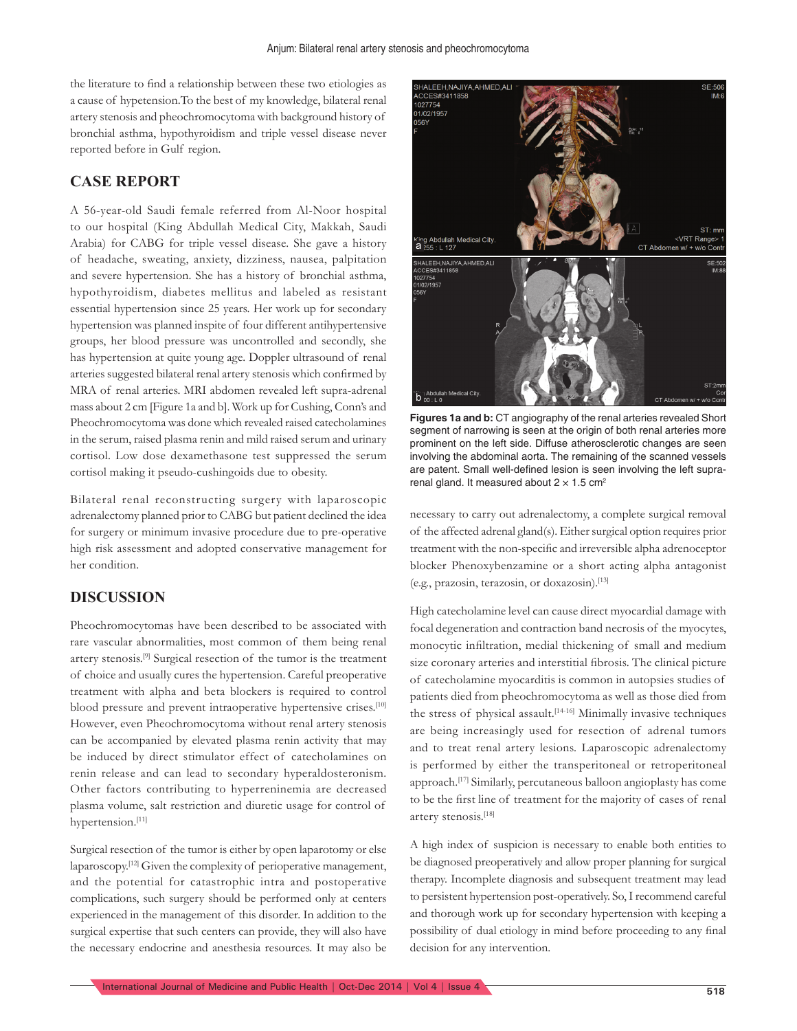the literature to find a relationship between these two etiologies as a cause of hypetension.To the best of my knowledge, bilateral renal artery stenosis and pheochromocytoma with background history of bronchial asthma, hypothyroidism and triple vessel disease never reported before in Gulf region.

## CASE REPORT

A 56-year-old Saudi female referred from Al-Noor hospital to our hospital (King Abdullah Medical City, Makkah, Saudi Arabia) for CABG for triple vessel disease. She gave a history of headache, sweating, anxiety, dizziness, nausea, palpitation and severe hypertension. She has a history of bronchial asthma, hypothyroidism, diabetes mellitus and labeled as resistant essential hypertension since 25 years. Her work up for secondary hypertension was planned inspite of four different antihypertensive groups, her blood pressure was uncontrolled and secondly, she has hypertension at quite young age. Doppler ultrasound of renal arteries suggested bilateral renal artery stenosis which confirmed by MRA of renal arteries. MRI abdomen revealed left supra-adrenal mass about 2 cm [Figure 1a and b]. Work up for Cushing, Conn's and Pheochromocytoma was done which revealed raised catecholamines in the serum, raised plasma renin and mild raised serum and urinary cortisol. Low dose dexamethasone test suppressed the serum cortisol making it pseudo-cushingoids due to obesity.

Bilateral renal reconstructing surgery with laparoscopic adrenalectomy planned prior to CABG but patient declined the idea for surgery or minimum invasive procedure due to pre-operative high risk assessment and adopted conservative management for her condition.

**Figures 1a and b:** CT angiography of the renal arteries revealed Short segment of narrowing is seen at the origin of both renal arteries more prominent on the left side. Diffuse atherosclerotic changes are seen involving the abdominal aorta. The remaining of the scanned vessels are patent. Small well-defined lesion is seen involving the left supra-renal gland. It measured about 2 × 1.5 cm$^2$

## DISCUSSION

Pheochromocytomas have been described to be associated with rare vascular abnormalities, most common of them being renal artery stenosis.[9] Surgical resection of the tumor is the treatment of choice and usually cures the hypertension. Careful preoperative treatment with alpha and beta blockers is required to control blood pressure and prevent intraoperative hypertensive crises.[10] However, even Pheochromocytoma without renal artery stenosis can be accompanied by elevated plasma renin activity that may be induced by direct stimulator effect of catecholamines on renin release and can lead to secondary hyperaldosteronism. Other factors contributing to hyperreninemia are decreased plasma volume, salt restriction and diuretic usage for control of hypertension.[11]

Surgical resection of the tumor is either by open laparotomy or else laparoscopy.[12] Given the complexity of perioperative management, and the potential for catastrophic intra and postoperative complications, such surgery should be performed only at centers experienced in the management of this disorder. In addition to the surgical expertise that such centers can provide, they will also have the necessary endocrine and anesthesia resources. It may also be necessary to carry out adrenalectomy, a complete surgical removal of the affected adrenal gland(s). Either surgical option requires prior treatment with the non-specific and irreversible alpha adrenoceptor blocker Phenoxybenzamine or a short acting alpha antagonist (e.g., prazosin, terazosin, or doxazosin).[13]

High catecholamine level can cause direct myocardial damage with focal degeneration and contraction band necrosis of the myocytes, monocytic infiltration, medial thickening of small and medium size coronary arteries and interstitial fibrosis. The clinical picture of catecholamine myocarditis is common in autopsies studies of patients died from pheochromocytoma as well as those died from the stress of physical assault.[14-16] Minimally invasive techniques are being increasingly used for resection of adrenal tumors and to treat renal artery lesions. Laparoscopic adrenalectomy is performed by either the transperitoneal or retroperitoneal approach.[17] Similarly, percutaneous balloon angioplasty has come to be the first line of treatment for the majority of cases of renal artery stenosis.[18]

A high index of suspicion is necessary to enable both entities to be diagnosed preoperatively and allow proper planning for surgical therapy. Incomplete diagnosis and subsequent treatment may lead to persistent hypertension post-operatively. So, I recommend careful and thorough work up for secondary hypertension with keeping a possibility of dual etiology in mind before proceeding to any final decision for any intervention.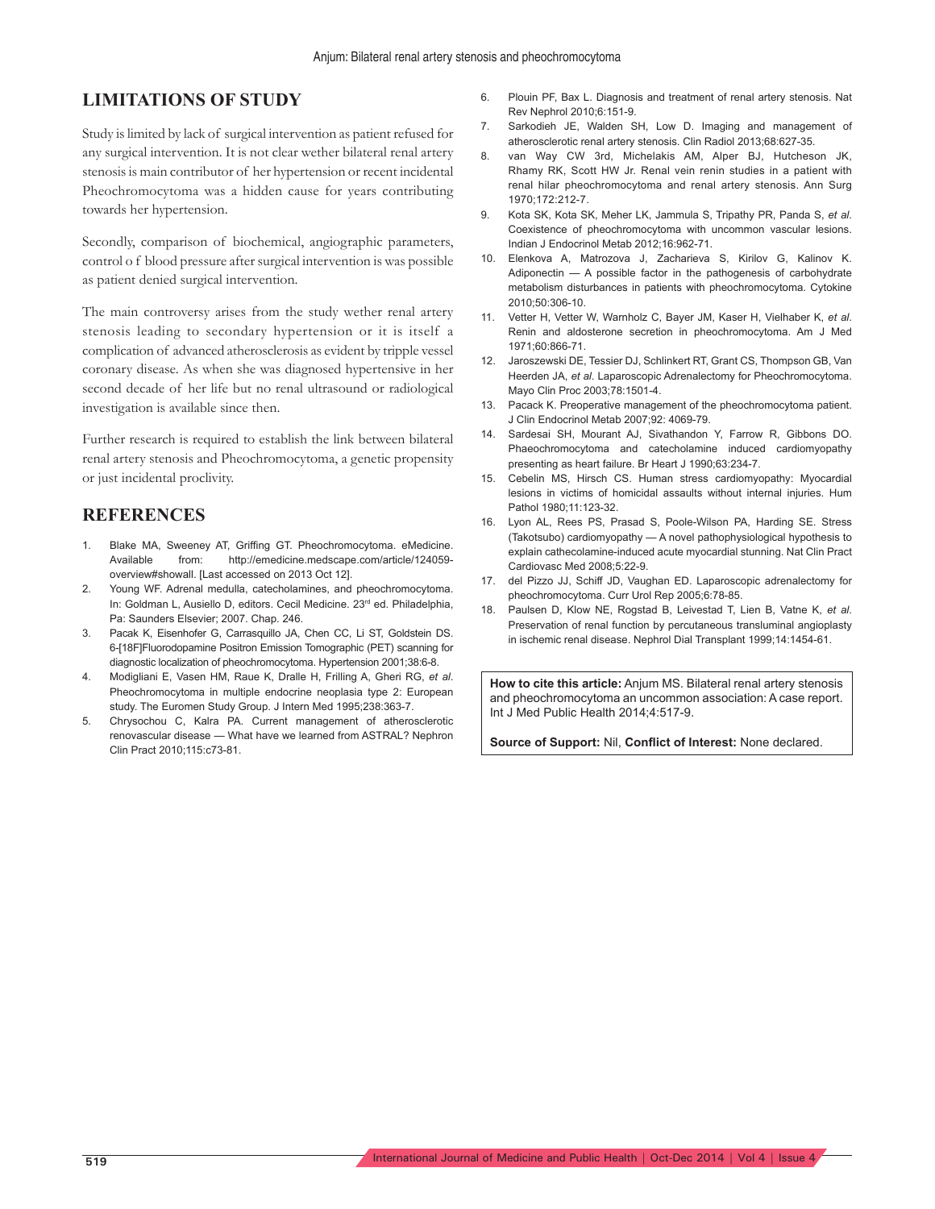## LIMITATIONS OF STUDY

Study is limited by lack of surgical intervention as patient refused for any surgical intervention. It is not clear wether bilateral renal artery stenosis is main contributor of her hypertension or recent incidental Pheochromocytoma was a hidden cause for years contributing towards her hypertension.

Secondly, comparison of biochemical, angiographic parameters, control o f blood pressure after surgical intervention is was possible as patient denied surgical intervention.

The main controversy arises from the study wether renal artery stenosis leading to secondary hypertension or it is itself a complication of advanced atherosclerosis as evident by tripple vessel coronary disease. As when she was diagnosed hypertensive in her second decade of her life but no renal ultrasound or radiological investigation is available since then.

Further research is required to establish the link between bilateral renal artery stenosis and Pheochromocytoma, a genetic propensity or just incidental proclivity.

## REFERENCES

1. Blake MA, Sweeney AT, Griffing GT. Pheochromocytoma. eMedicine. Available from: http://emedicine.medscape.com/article/124059-overview#showall. [Last accessed on 2013 Oct 12].
2. Young WF. Adrenal medulla, catecholamines, and pheochromocytoma. In: Goldman L, Ausiello D, editors. Cecil Medicine. 23rd ed. Philadelphia, Pa: Saunders Elsevier; 2007. Chap. 246.
3. Pacak K, Eisenhofer G, Carrasquillo JA, Chen CC, Li ST, Goldstein DS. 6-[18F]Fluorodopamine Positron Emission Tomographic (PET) scanning for diagnostic localization of pheochromocytoma. Hypertension 2001;38:6-8.
4. Modigliani E, Vasen HM, Raue K, Dralle H, Frilling A, Gheri RG, *et al*. Pheochromocytoma in multiple endocrine neoplasia type 2: European study. The Euromen Study Group. J Intern Med 1995;238:363-7.
5. Chrysochou C, Kalra PA. Current management of atherosclerotic renovascular disease — What have we learned from ASTRAL? Nephron Clin Pract 2010;115:c73-81.
6. Plouin PF, Bax L. Diagnosis and treatment of renal artery stenosis. Nat Rev Nephrol 2010;6:151-9.
7. Sarkodieh JE, Walden SH, Low D. Imaging and management of atherosclerotic renal artery stenosis. Clin Radiol 2013;68:627-35.
8. van Way CW 3rd, Michelakis AM, Alper BJ, Hutcheson JK, Rhamy RK, Scott HW Jr. Renal vein renin studies in a patient with renal hilar pheochromocytoma and renal artery stenosis. Ann Surg 1970;172:212-7.
9. Kota SK, Kota SK, Meher LK, Jammula S, Tripathy PR, Panda S, *et al*. Coexistence of pheochromocytoma with uncommon vascular lesions. Indian J Endocrinol Metab 2012;16:962-71.
10. Elenkova A, Matrozova J, Zacharieva S, Kirilov G, Kalinov K. Adiponectin — A possible factor in the pathogenesis of carbohydrate metabolism disturbances in patients with pheochromocytoma. Cytokine 2010;50:306-10.
11. Vetter H, Vetter W, Warnholz C, Bayer JM, Kaser H, Vielhaber K, *et al*. Renin and aldosterone secretion in pheochromocytoma. Am J Med 1971;60:866-71.
12. Jaroszewski DE, Tessier DJ, Schlinkert RT, Grant CS, Thompson GB, Van Heerden JA, *et al*. Laparoscopic Adrenalectomy for Pheochromocytoma. Mayo Clin Proc 2003;78:1501-4.
13. Pacack K. Preoperative management of the pheochromocytoma patient. J Clin Endocrinol Metab 2007;92: 4069-79.
14. Sardesai SH, Mourant AJ, Sivathandon Y, Farrow R, Gibbons DO. Phaeochromocytoma and catecholamine induced cardiomyopathy presenting as heart failure. Br Heart J 1990;63:234-7.
15. Cebelin MS, Hirsch CS. Human stress cardiomyopathy: Myocardial lesions in victims of homicidal assaults without internal injuries. Hum Pathol 1980;11:123-32.
16. Lyon AL, Rees PS, Prasad S, Poole-Wilson PA, Harding SE. Stress (Takotsubo) cardiomyopathy — A novel pathophysiological hypothesis to explain cathecolamine-induced acute myocardial stunning. Nat Clin Pract Cardiovasc Med 2008;5:22-9.
17. del Pizzo JJ, Schiff JD, Vaughan ED. Laparoscopic adrenalectomy for pheochromocytoma. Curr Urol Rep 2005;6:78-85.
18. Paulsen D, Klow NE, Rogstad B, Leivestad T, Lien B, Vatne K, *et al*. Preservation of renal function by percutaneous transluminal angioplasty in ischemic renal disease. Nephrol Dial Transplant 1999;14:1454-61.

**How to cite this article:** Anjum MS. Bilateral renal artery stenosis and pheochromocytoma an uncommon association: A case report. Int J Med Public Health 2014;4:517-9.

**Source of Support:** Nil, **Conflict of Interest:** None declared.